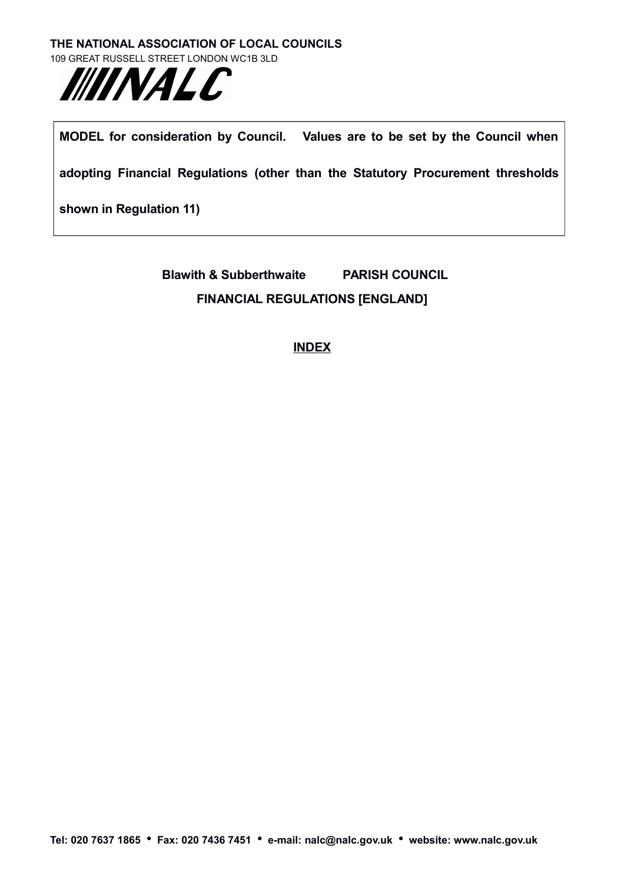**THE NATIONAL ASSOCIATION OF LOCAL COUNCILS**
109 GREAT RUSSELL STREET LONDON WC1B 3LD

NALC

**MODEL for consideration by Council. Values are to be set by the Council when adopting Financial Regulations (other than the Statutory Procurement thresholds shown in Regulation 11)**

# Blawith & Subberthwaite PARISH COUNCIL

## FINANCIAL REGULATIONS [ENGLAND]

**INDEX**

**Tel: 020 7637 1865 • Fax: 020 7436 7451 • e-mail: nalc@nalc.gov.uk • website: www.nalc.gov.uk**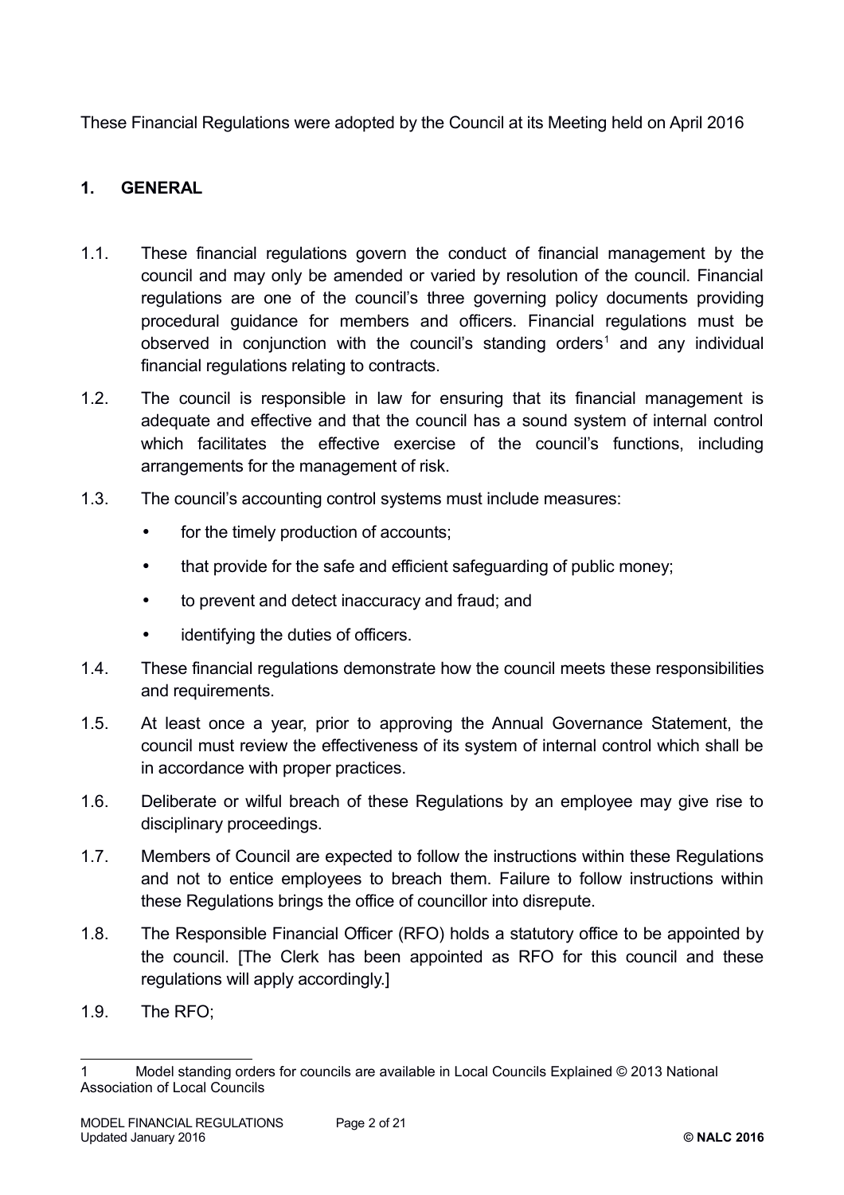These Financial Regulations were adopted by the Council at its Meeting held on April 2016

## 1. GENERAL

1.1. These financial regulations govern the conduct of financial management by the council and may only be amended or varied by resolution of the council. Financial regulations are one of the council's three governing policy documents providing procedural guidance for members and officers. Financial regulations must be observed in conjunction with the council's standing orders[1] and any individual financial regulations relating to contracts.

1.2. The council is responsible in law for ensuring that its financial management is adequate and effective and that the council has a sound system of internal control which facilitates the effective exercise of the council's functions, including arrangements for the management of risk.

1.3. The council's accounting control systems must include measures:

- for the timely production of accounts;
- that provide for the safe and efficient safeguarding of public money;
- to prevent and detect inaccuracy and fraud; and
- identifying the duties of officers.

1.4. These financial regulations demonstrate how the council meets these responsibilities and requirements.

1.5. At least once a year, prior to approving the Annual Governance Statement, the council must review the effectiveness of its system of internal control which shall be in accordance with proper practices.

1.6. Deliberate or wilful breach of these Regulations by an employee may give rise to disciplinary proceedings.

1.7. Members of Council are expected to follow the instructions within these Regulations and not to entice employees to breach them. Failure to follow instructions within these Regulations brings the office of councillor into disrepute.

1.8. The Responsible Financial Officer (RFO) holds a statutory office to be appointed by the council. [The Clerk has been appointed as RFO for this council and these regulations will apply accordingly.]

1.9. The RFO;

---

1 Model standing orders for councils are available in Local Councils Explained © 2013 National Association of Local Councils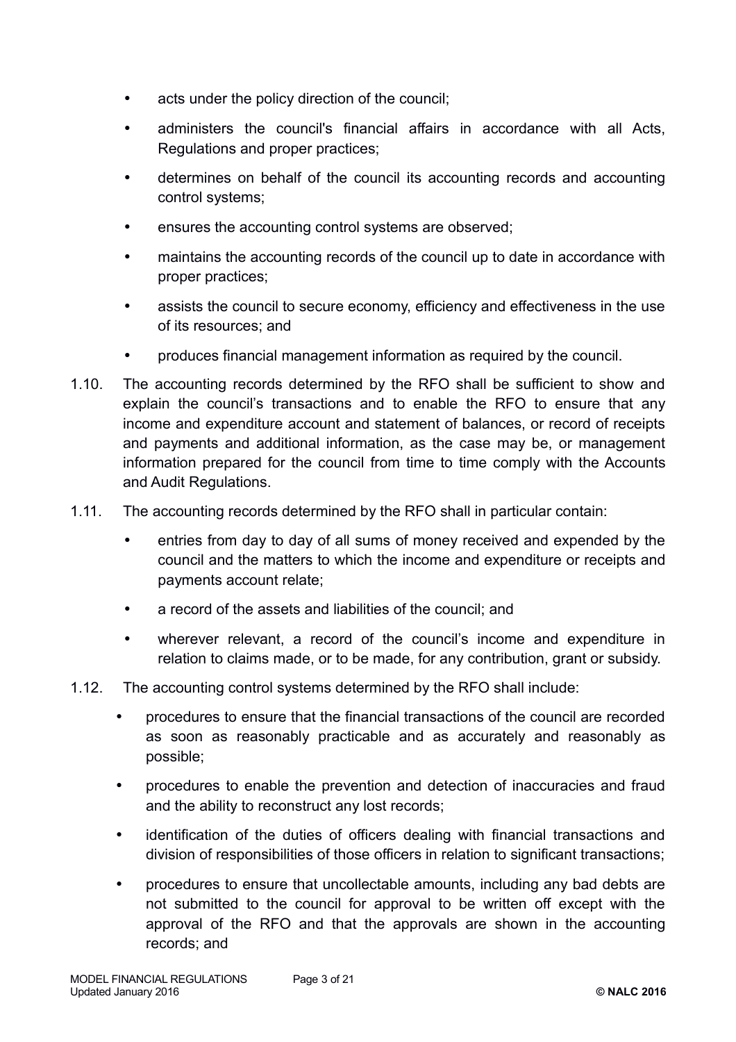- acts under the policy direction of the council;
- administers the council's financial affairs in accordance with all Acts, Regulations and proper practices;
- determines on behalf of the council its accounting records and accounting control systems;
- ensures the accounting control systems are observed;
- maintains the accounting records of the council up to date in accordance with proper practices;
- assists the council to secure economy, efficiency and effectiveness in the use of its resources; and
- produces financial management information as required by the council.

1.10. The accounting records determined by the RFO shall be sufficient to show and explain the council's transactions and to enable the RFO to ensure that any income and expenditure account and statement of balances, or record of receipts and payments and additional information, as the case may be, or management information prepared for the council from time to time comply with the Accounts and Audit Regulations.

1.11. The accounting records determined by the RFO shall in particular contain:

- entries from day to day of all sums of money received and expended by the council and the matters to which the income and expenditure or receipts and payments account relate;
- a record of the assets and liabilities of the council; and
- wherever relevant, a record of the council's income and expenditure in relation to claims made, or to be made, for any contribution, grant or subsidy.

1.12. The accounting control systems determined by the RFO shall include:

- procedures to ensure that the financial transactions of the council are recorded as soon as reasonably practicable and as accurately and reasonably as possible;
- procedures to enable the prevention and detection of inaccuracies and fraud and the ability to reconstruct any lost records;
- identification of the duties of officers dealing with financial transactions and division of responsibilities of those officers in relation to significant transactions;
- procedures to ensure that uncollectable amounts, including any bad debts are not submitted to the council for approval to be written off except with the approval of the RFO and that the approvals are shown in the accounting records; and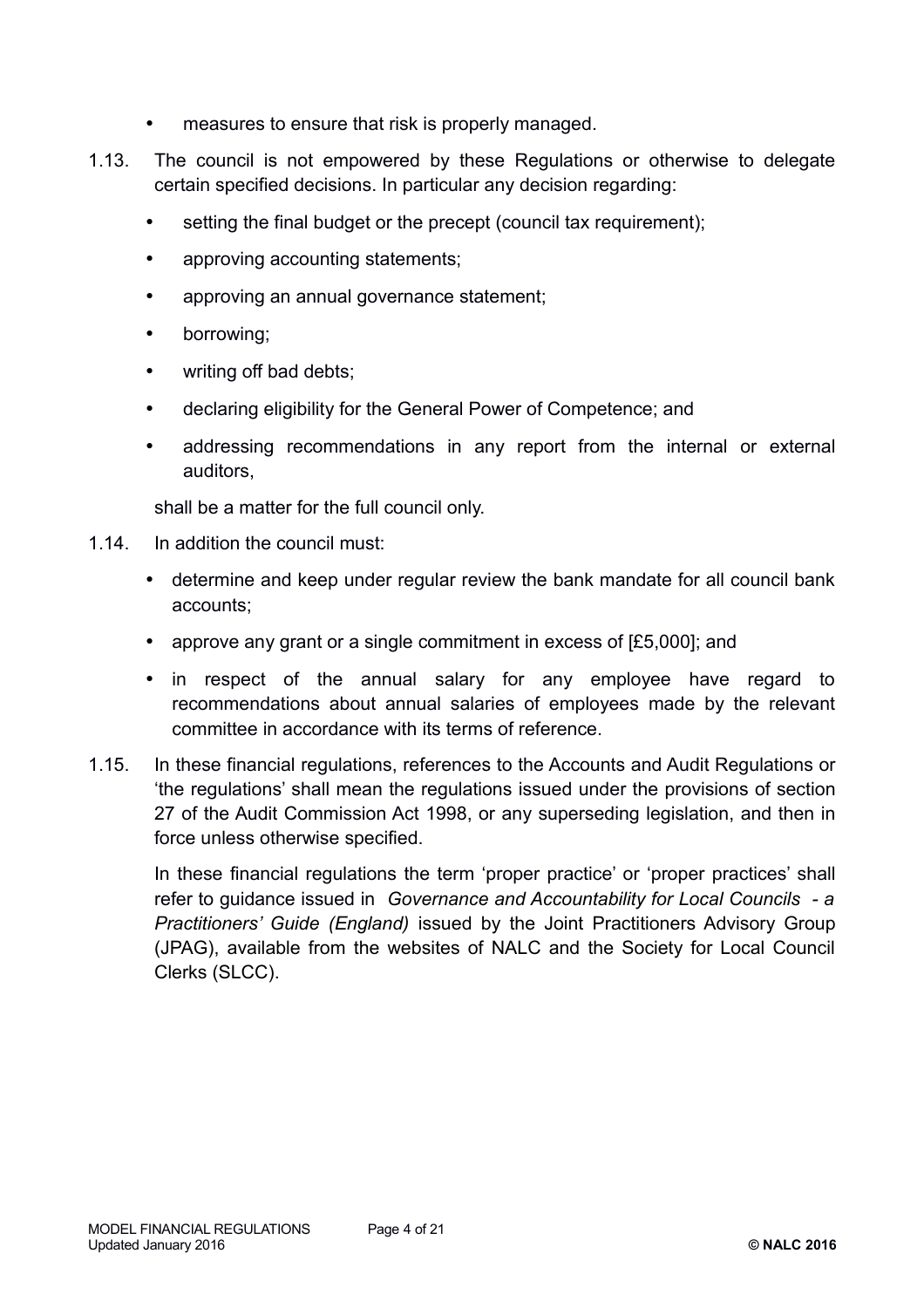- measures to ensure that risk is properly managed.

1.13. The council is not empowered by these Regulations or otherwise to delegate certain specified decisions. In particular any decision regarding:

- setting the final budget or the precept (council tax requirement);
- approving accounting statements;
- approving an annual governance statement;
- borrowing;
- writing off bad debts;
- declaring eligibility for the General Power of Competence; and
- addressing recommendations in any report from the internal or external auditors,

shall be a matter for the full council only.

1.14. In addition the council must:

- determine and keep under regular review the bank mandate for all council bank accounts;
- approve any grant or a single commitment in excess of [£5,000]; and
- in respect of the annual salary for any employee have regard to recommendations about annual salaries of employees made by the relevant committee in accordance with its terms of reference.

1.15. In these financial regulations, references to the Accounts and Audit Regulations or 'the regulations' shall mean the regulations issued under the provisions of section 27 of the Audit Commission Act 1998, or any superseding legislation, and then in force unless otherwise specified.

In these financial regulations the term 'proper practice' or 'proper practices' shall refer to guidance issued in *Governance and Accountability for Local Councils - a Practitioners' Guide (England)* issued by the Joint Practitioners Advisory Group (JPAG), available from the websites of NALC and the Society for Local Council Clerks (SLCC).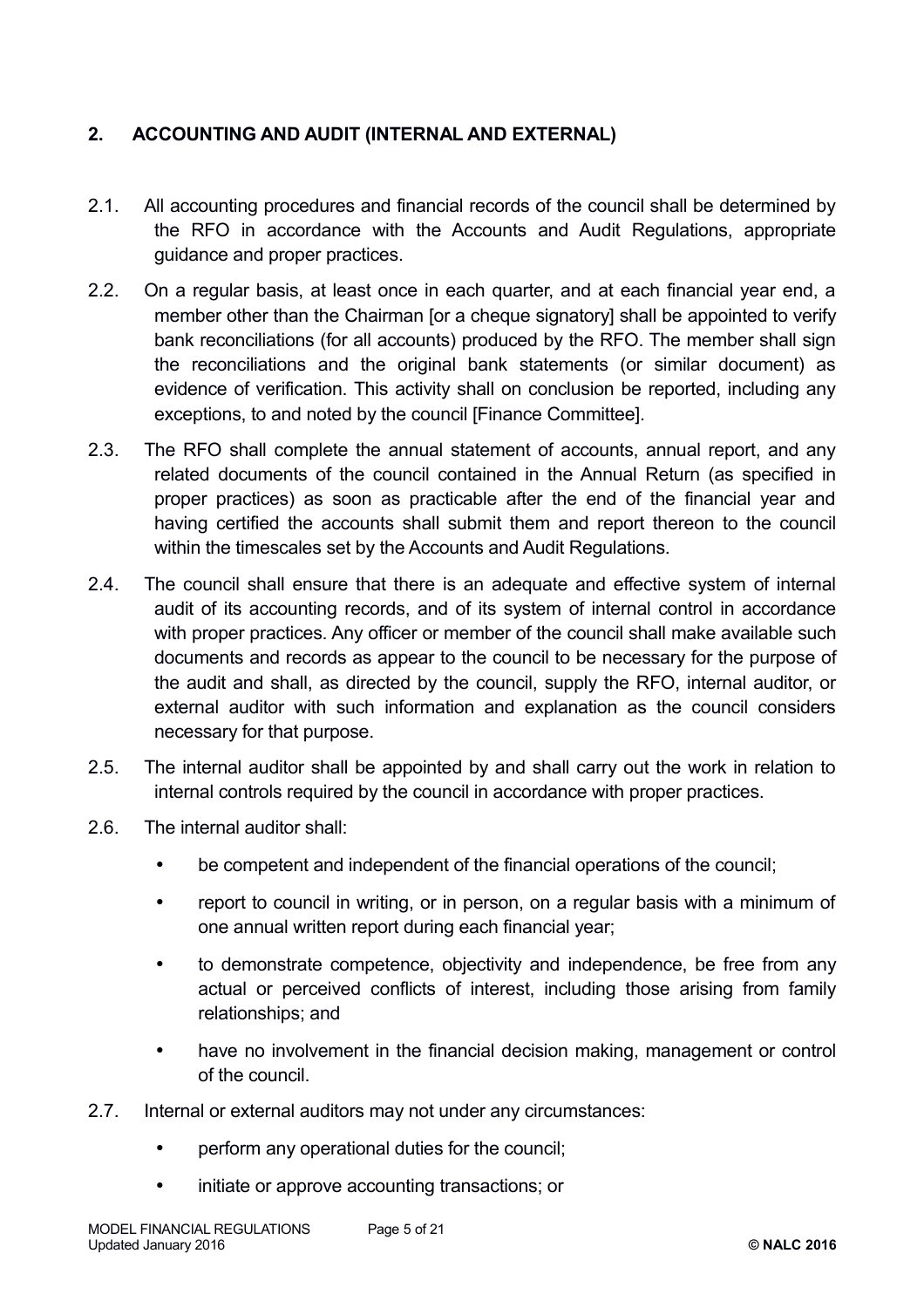## 2. ACCOUNTING AND AUDIT (INTERNAL AND EXTERNAL)

2.1. All accounting procedures and financial records of the council shall be determined by the RFO in accordance with the Accounts and Audit Regulations, appropriate guidance and proper practices.

2.2. On a regular basis, at least once in each quarter, and at each financial year end, a member other than the Chairman [or a cheque signatory] shall be appointed to verify bank reconciliations (for all accounts) produced by the RFO. The member shall sign the reconciliations and the original bank statements (or similar document) as evidence of verification. This activity shall on conclusion be reported, including any exceptions, to and noted by the council [Finance Committee].

2.3. The RFO shall complete the annual statement of accounts, annual report, and any related documents of the council contained in the Annual Return (as specified in proper practices) as soon as practicable after the end of the financial year and having certified the accounts shall submit them and report thereon to the council within the timescales set by the Accounts and Audit Regulations.

2.4. The council shall ensure that there is an adequate and effective system of internal audit of its accounting records, and of its system of internal control in accordance with proper practices. Any officer or member of the council shall make available such documents and records as appear to the council to be necessary for the purpose of the audit and shall, as directed by the council, supply the RFO, internal auditor, or external auditor with such information and explanation as the council considers necessary for that purpose.

2.5. The internal auditor shall be appointed by and shall carry out the work in relation to internal controls required by the council in accordance with proper practices.

2.6. The internal auditor shall:

- be competent and independent of the financial operations of the council;
- report to council in writing, or in person, on a regular basis with a minimum of one annual written report during each financial year;
- to demonstrate competence, objectivity and independence, be free from any actual or perceived conflicts of interest, including those arising from family relationships; and
- have no involvement in the financial decision making, management or control of the council.

2.7. Internal or external auditors may not under any circumstances:

- perform any operational duties for the council;
- initiate or approve accounting transactions; or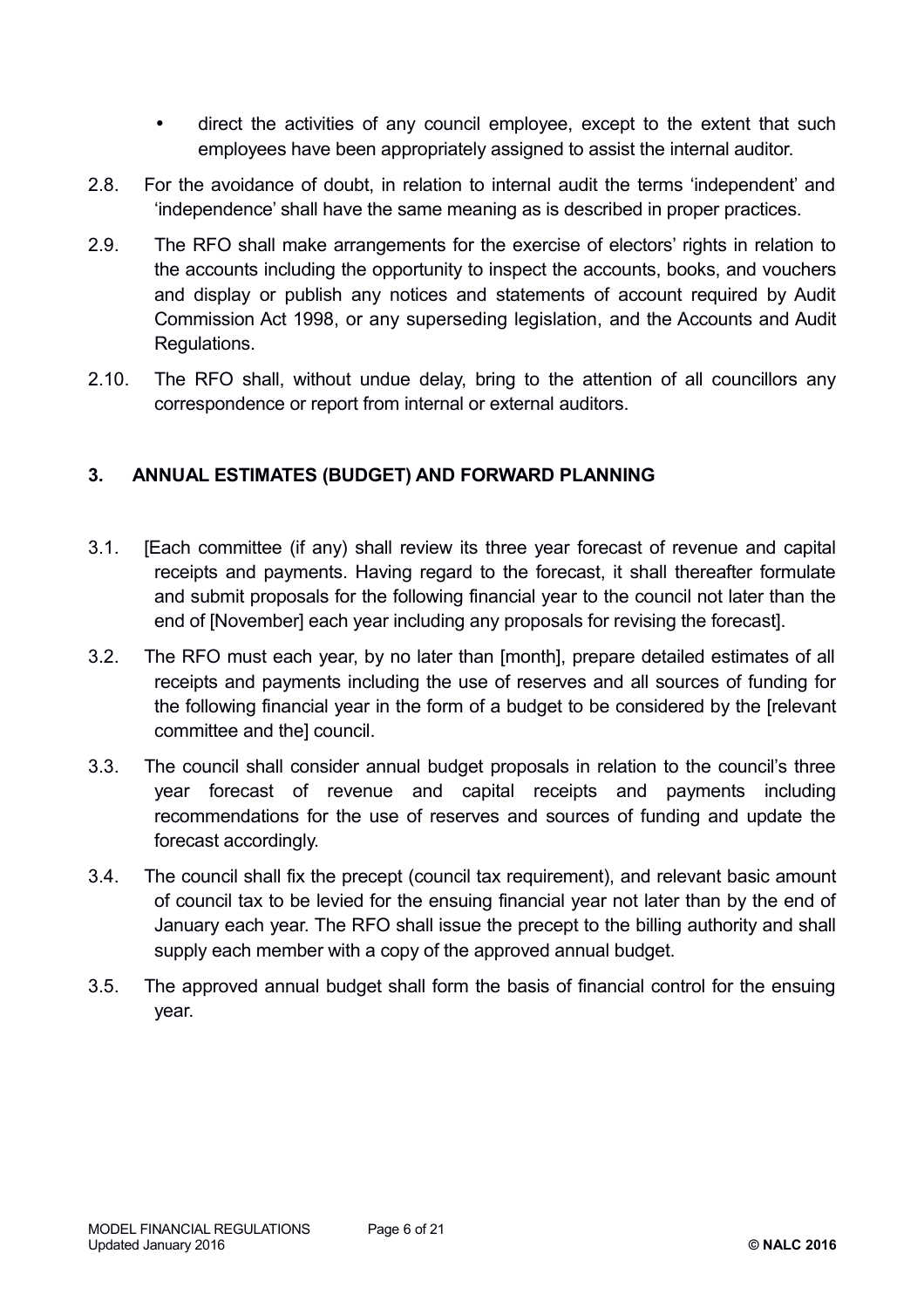- direct the activities of any council employee, except to the extent that such employees have been appropriately assigned to assist the internal auditor.

2.8. For the avoidance of doubt, in relation to internal audit the terms 'independent' and 'independence' shall have the same meaning as is described in proper practices.

2.9. The RFO shall make arrangements for the exercise of electors' rights in relation to the accounts including the opportunity to inspect the accounts, books, and vouchers and display or publish any notices and statements of account required by Audit Commission Act 1998, or any superseding legislation, and the Accounts and Audit Regulations.

2.10. The RFO shall, without undue delay, bring to the attention of all councillors any correspondence or report from internal or external auditors.

## 3. ANNUAL ESTIMATES (BUDGET) AND FORWARD PLANNING

3.1. [Each committee (if any) shall review its three year forecast of revenue and capital receipts and payments. Having regard to the forecast, it shall thereafter formulate and submit proposals for the following financial year to the council not later than the end of [November] each year including any proposals for revising the forecast].

3.2. The RFO must each year, by no later than [month], prepare detailed estimates of all receipts and payments including the use of reserves and all sources of funding for the following financial year in the form of a budget to be considered by the [relevant committee and the] council.

3.3. The council shall consider annual budget proposals in relation to the council's three year forecast of revenue and capital receipts and payments including recommendations for the use of reserves and sources of funding and update the forecast accordingly.

3.4. The council shall fix the precept (council tax requirement), and relevant basic amount of council tax to be levied for the ensuing financial year not later than by the end of January each year. The RFO shall issue the precept to the billing authority and shall supply each member with a copy of the approved annual budget.

3.5. The approved annual budget shall form the basis of financial control for the ensuing year.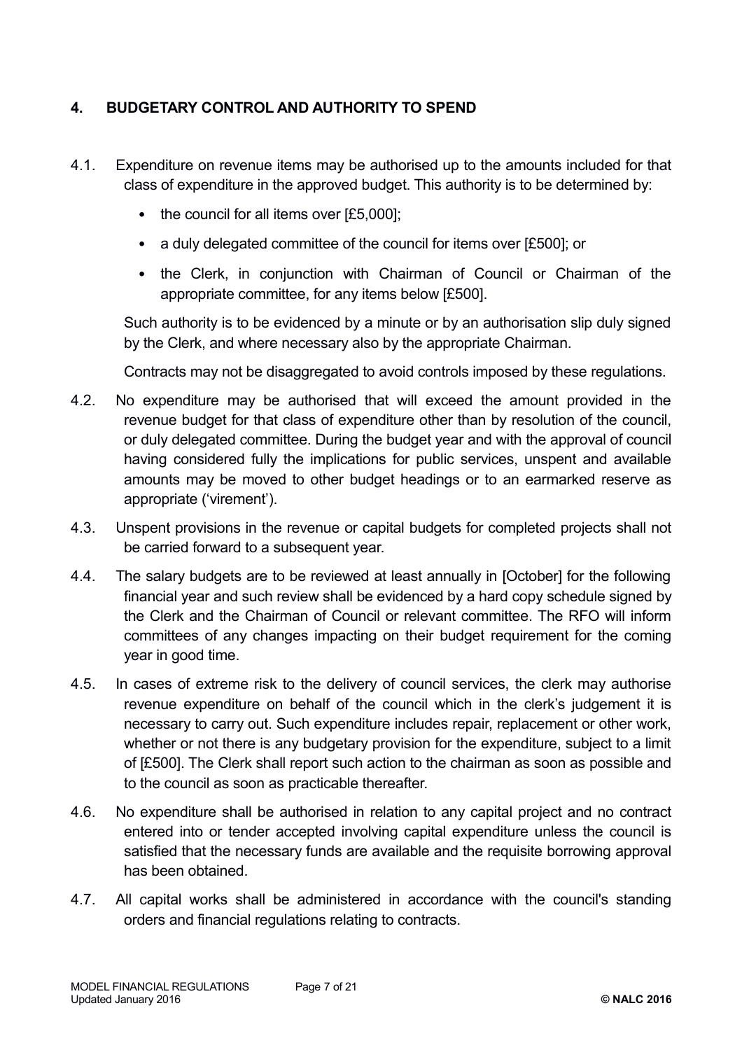## 4. BUDGETARY CONTROL AND AUTHORITY TO SPEND

4.1. Expenditure on revenue items may be authorised up to the amounts included for that class of expenditure in the approved budget. This authority is to be determined by:

- the council for all items over [£5,000];
- a duly delegated committee of the council for items over [£500]; or
- the Clerk, in conjunction with Chairman of Council or Chairman of the appropriate committee, for any items below [£500].

Such authority is to be evidenced by a minute or by an authorisation slip duly signed by the Clerk, and where necessary also by the appropriate Chairman.

Contracts may not be disaggregated to avoid controls imposed by these regulations.

4.2. No expenditure may be authorised that will exceed the amount provided in the revenue budget for that class of expenditure other than by resolution of the council, or duly delegated committee. During the budget year and with the approval of council having considered fully the implications for public services, unspent and available amounts may be moved to other budget headings or to an earmarked reserve as appropriate ('virement').

4.3. Unspent provisions in the revenue or capital budgets for completed projects shall not be carried forward to a subsequent year.

4.4. The salary budgets are to be reviewed at least annually in [October] for the following financial year and such review shall be evidenced by a hard copy schedule signed by the Clerk and the Chairman of Council or relevant committee. The RFO will inform committees of any changes impacting on their budget requirement for the coming year in good time.

4.5. In cases of extreme risk to the delivery of council services, the clerk may authorise revenue expenditure on behalf of the council which in the clerk's judgement it is necessary to carry out. Such expenditure includes repair, replacement or other work, whether or not there is any budgetary provision for the expenditure, subject to a limit of [£500]. The Clerk shall report such action to the chairman as soon as possible and to the council as soon as practicable thereafter.

4.6. No expenditure shall be authorised in relation to any capital project and no contract entered into or tender accepted involving capital expenditure unless the council is satisfied that the necessary funds are available and the requisite borrowing approval has been obtained.

4.7. All capital works shall be administered in accordance with the council's standing orders and financial regulations relating to contracts.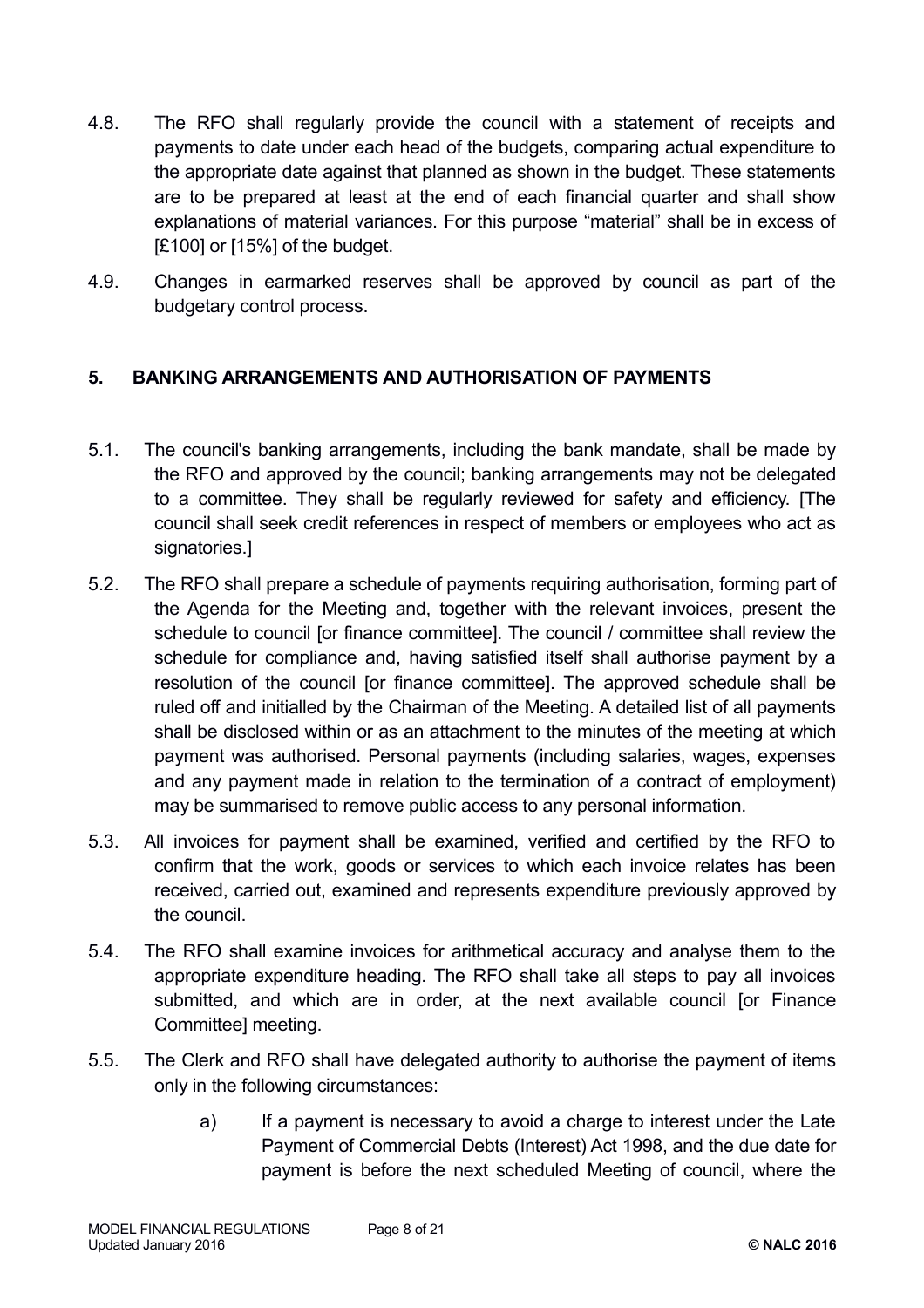4.8. The RFO shall regularly provide the council with a statement of receipts and payments to date under each head of the budgets, comparing actual expenditure to the appropriate date against that planned as shown in the budget. These statements are to be prepared at least at the end of each financial quarter and shall show explanations of material variances. For this purpose "material" shall be in excess of [£100] or [15%] of the budget.

4.9. Changes in earmarked reserves shall be approved by council as part of the budgetary control process.

## 5. BANKING ARRANGEMENTS AND AUTHORISATION OF PAYMENTS

5.1. The council's banking arrangements, including the bank mandate, shall be made by the RFO and approved by the council; banking arrangements may not be delegated to a committee. They shall be regularly reviewed for safety and efficiency. [The council shall seek credit references in respect of members or employees who act as signatories.]

5.2. The RFO shall prepare a schedule of payments requiring authorisation, forming part of the Agenda for the Meeting and, together with the relevant invoices, present the schedule to council [or finance committee]. The council / committee shall review the schedule for compliance and, having satisfied itself shall authorise payment by a resolution of the council [or finance committee]. The approved schedule shall be ruled off and initialled by the Chairman of the Meeting. A detailed list of all payments shall be disclosed within or as an attachment to the minutes of the meeting at which payment was authorised. Personal payments (including salaries, wages, expenses and any payment made in relation to the termination of a contract of employment) may be summarised to remove public access to any personal information.

5.3. All invoices for payment shall be examined, verified and certified by the RFO to confirm that the work, goods or services to which each invoice relates has been received, carried out, examined and represents expenditure previously approved by the council.

5.4. The RFO shall examine invoices for arithmetical accuracy and analyse them to the appropriate expenditure heading. The RFO shall take all steps to pay all invoices submitted, and which are in order, at the next available council [or Finance Committee] meeting.

5.5. The Clerk and RFO shall have delegated authority to authorise the payment of items only in the following circumstances:

a) If a payment is necessary to avoid a charge to interest under the Late Payment of Commercial Debts (Interest) Act 1998, and the due date for payment is before the next scheduled Meeting of council, where the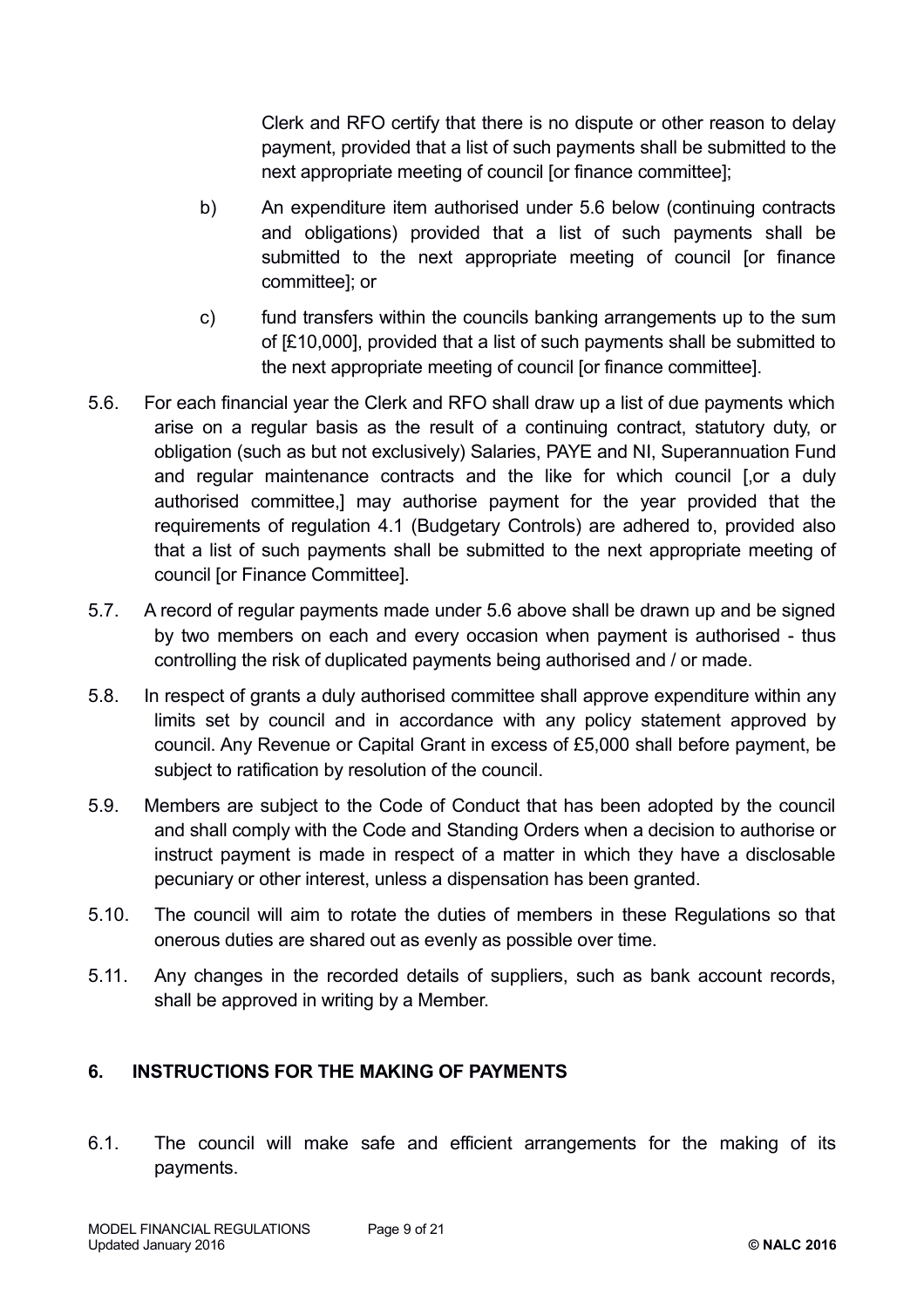Clerk and RFO certify that there is no dispute or other reason to delay payment, provided that a list of such payments shall be submitted to the next appropriate meeting of council [or finance committee];

b) An expenditure item authorised under 5.6 below (continuing contracts and obligations) provided that a list of such payments shall be submitted to the next appropriate meeting of council [or finance committee]; or

c) fund transfers within the councils banking arrangements up to the sum of [£10,000], provided that a list of such payments shall be submitted to the next appropriate meeting of council [or finance committee].

5.6. For each financial year the Clerk and RFO shall draw up a list of due payments which arise on a regular basis as the result of a continuing contract, statutory duty, or obligation (such as but not exclusively) Salaries, PAYE and NI, Superannuation Fund and regular maintenance contracts and the like for which council [,or a duly authorised committee,] may authorise payment for the year provided that the requirements of regulation 4.1 (Budgetary Controls) are adhered to, provided also that a list of such payments shall be submitted to the next appropriate meeting of council [or Finance Committee].

5.7. A record of regular payments made under 5.6 above shall be drawn up and be signed by two members on each and every occasion when payment is authorised - thus controlling the risk of duplicated payments being authorised and / or made.

5.8. In respect of grants a duly authorised committee shall approve expenditure within any limits set by council and in accordance with any policy statement approved by council. Any Revenue or Capital Grant in excess of £5,000 shall before payment, be subject to ratification by resolution of the council.

5.9. Members are subject to the Code of Conduct that has been adopted by the council and shall comply with the Code and Standing Orders when a decision to authorise or instruct payment is made in respect of a matter in which they have a disclosable pecuniary or other interest, unless a dispensation has been granted.

5.10. The council will aim to rotate the duties of members in these Regulations so that onerous duties are shared out as evenly as possible over time.

5.11. Any changes in the recorded details of suppliers, such as bank account records, shall be approved in writing by a Member.

## 6. INSTRUCTIONS FOR THE MAKING OF PAYMENTS

6.1. The council will make safe and efficient arrangements for the making of its payments.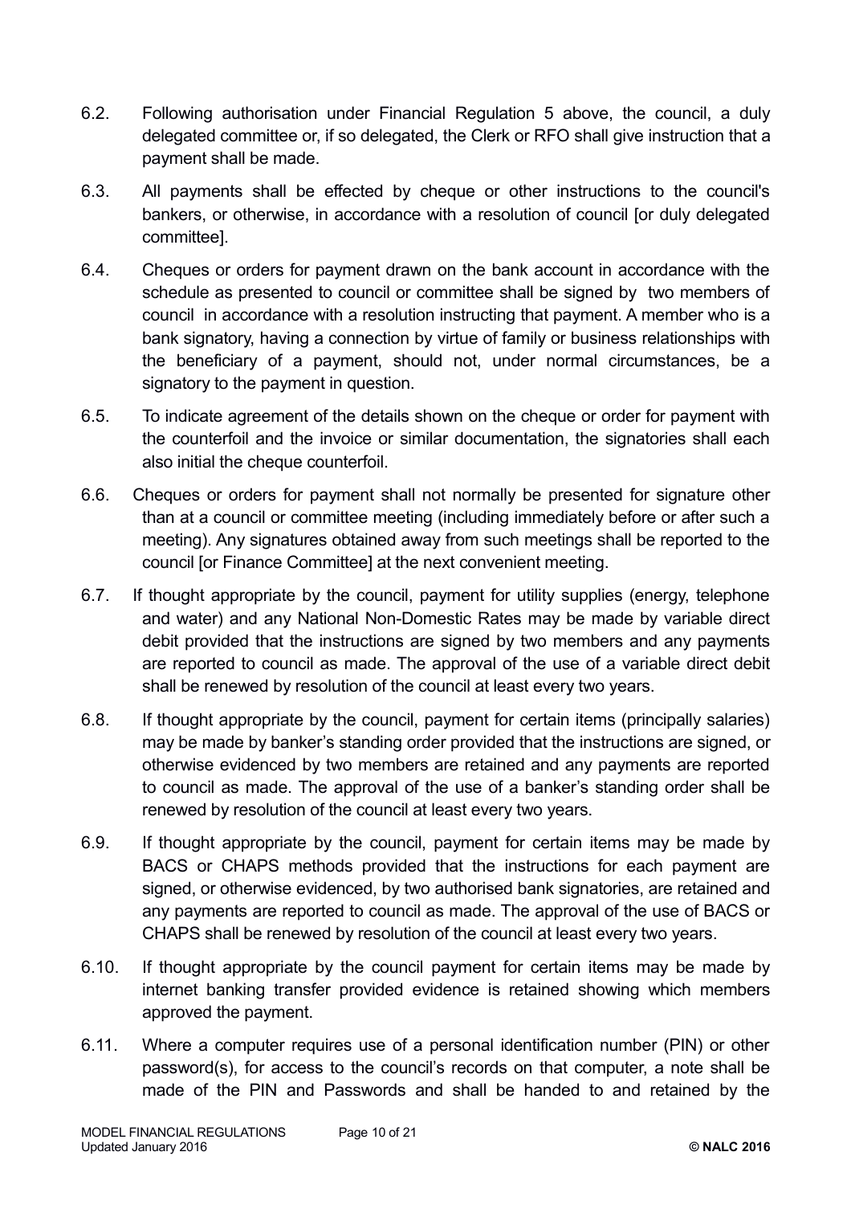6.2. Following authorisation under Financial Regulation 5 above, the council, a duly delegated committee or, if so delegated, the Clerk or RFO shall give instruction that a payment shall be made.

6.3. All payments shall be effected by cheque or other instructions to the council's bankers, or otherwise, in accordance with a resolution of council [or duly delegated committee].

6.4. Cheques or orders for payment drawn on the bank account in accordance with the schedule as presented to council or committee shall be signed by two members of council in accordance with a resolution instructing that payment. A member who is a bank signatory, having a connection by virtue of family or business relationships with the beneficiary of a payment, should not, under normal circumstances, be a signatory to the payment in question.

6.5. To indicate agreement of the details shown on the cheque or order for payment with the counterfoil and the invoice or similar documentation, the signatories shall each also initial the cheque counterfoil.

6.6. Cheques or orders for payment shall not normally be presented for signature other than at a council or committee meeting (including immediately before or after such a meeting). Any signatures obtained away from such meetings shall be reported to the council [or Finance Committee] at the next convenient meeting.

6.7. If thought appropriate by the council, payment for utility supplies (energy, telephone and water) and any National Non-Domestic Rates may be made by variable direct debit provided that the instructions are signed by two members and any payments are reported to council as made. The approval of the use of a variable direct debit shall be renewed by resolution of the council at least every two years.

6.8. If thought appropriate by the council, payment for certain items (principally salaries) may be made by banker's standing order provided that the instructions are signed, or otherwise evidenced by two members are retained and any payments are reported to council as made. The approval of the use of a banker's standing order shall be renewed by resolution of the council at least every two years.

6.9. If thought appropriate by the council, payment for certain items may be made by BACS or CHAPS methods provided that the instructions for each payment are signed, or otherwise evidenced, by two authorised bank signatories, are retained and any payments are reported to council as made. The approval of the use of BACS or CHAPS shall be renewed by resolution of the council at least every two years.

6.10. If thought appropriate by the council payment for certain items may be made by internet banking transfer provided evidence is retained showing which members approved the payment.

6.11. Where a computer requires use of a personal identification number (PIN) or other password(s), for access to the council's records on that computer, a note shall be made of the PIN and Passwords and shall be handed to and retained by the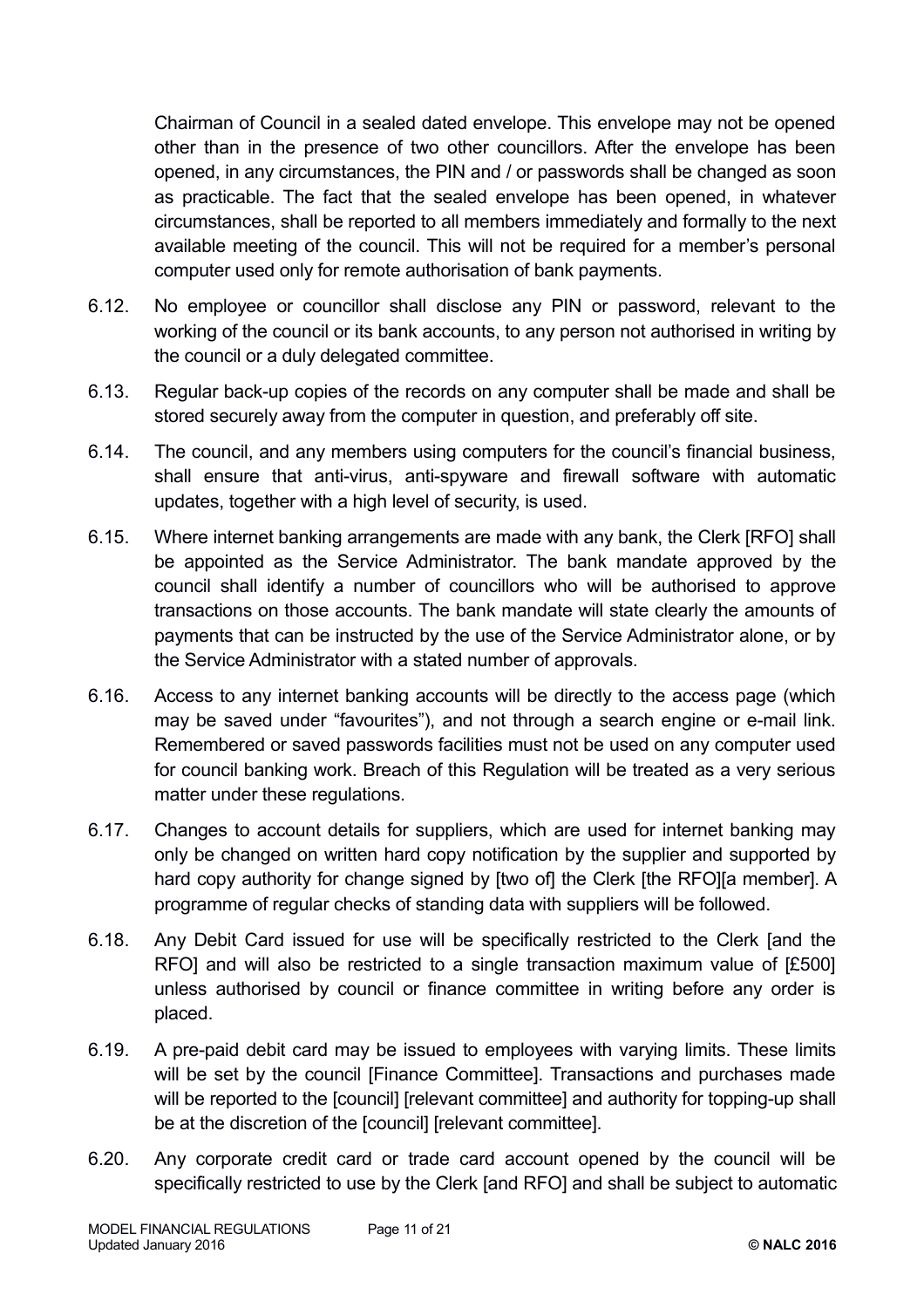Chairman of Council in a sealed dated envelope. This envelope may not be opened other than in the presence of two other councillors. After the envelope has been opened, in any circumstances, the PIN and / or passwords shall be changed as soon as practicable. The fact that the sealed envelope has been opened, in whatever circumstances, shall be reported to all members immediately and formally to the next available meeting of the council. This will not be required for a member's personal computer used only for remote authorisation of bank payments.

6.12. No employee or councillor shall disclose any PIN or password, relevant to the working of the council or its bank accounts, to any person not authorised in writing by the council or a duly delegated committee.

6.13. Regular back-up copies of the records on any computer shall be made and shall be stored securely away from the computer in question, and preferably off site.

6.14. The council, and any members using computers for the council's financial business, shall ensure that anti-virus, anti-spyware and firewall software with automatic updates, together with a high level of security, is used.

6.15. Where internet banking arrangements are made with any bank, the Clerk [RFO] shall be appointed as the Service Administrator. The bank mandate approved by the council shall identify a number of councillors who will be authorised to approve transactions on those accounts. The bank mandate will state clearly the amounts of payments that can be instructed by the use of the Service Administrator alone, or by the Service Administrator with a stated number of approvals.

6.16. Access to any internet banking accounts will be directly to the access page (which may be saved under "favourites"), and not through a search engine or e-mail link. Remembered or saved passwords facilities must not be used on any computer used for council banking work. Breach of this Regulation will be treated as a very serious matter under these regulations.

6.17. Changes to account details for suppliers, which are used for internet banking may only be changed on written hard copy notification by the supplier and supported by hard copy authority for change signed by [two of] the Clerk [the RFO][a member]. A programme of regular checks of standing data with suppliers will be followed.

6.18. Any Debit Card issued for use will be specifically restricted to the Clerk [and the RFO] and will also be restricted to a single transaction maximum value of [£500] unless authorised by council or finance committee in writing before any order is placed.

6.19. A pre-paid debit card may be issued to employees with varying limits. These limits will be set by the council [Finance Committee]. Transactions and purchases made will be reported to the [council] [relevant committee] and authority for topping-up shall be at the discretion of the [council] [relevant committee].

6.20. Any corporate credit card or trade card account opened by the council will be specifically restricted to use by the Clerk [and RFO] and shall be subject to automatic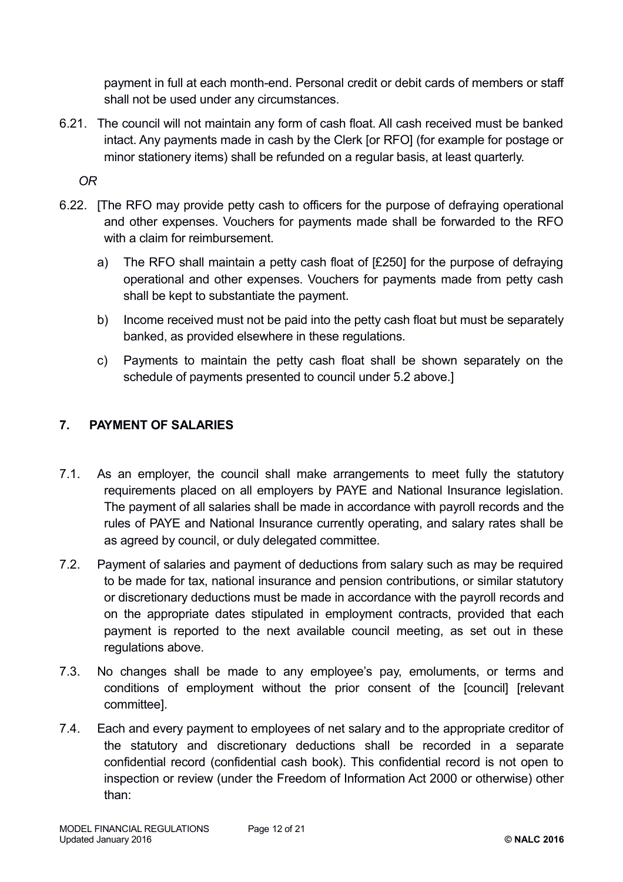payment in full at each month-end. Personal credit or debit cards of members or staff shall not be used under any circumstances.

6.21. The council will not maintain any form of cash float. All cash received must be banked intact. Any payments made in cash by the Clerk [or RFO] (for example for postage or minor stationery items) shall be refunded on a regular basis, at least quarterly.

*OR*

6.22. [The RFO may provide petty cash to officers for the purpose of defraying operational and other expenses. Vouchers for payments made shall be forwarded to the RFO with a claim for reimbursement.

   a) The RFO shall maintain a petty cash float of [£250] for the purpose of defraying operational and other expenses. Vouchers for payments made from petty cash shall be kept to substantiate the payment.

   b) Income received must not be paid into the petty cash float but must be separately banked, as provided elsewhere in these regulations.

   c) Payments to maintain the petty cash float shall be shown separately on the schedule of payments presented to council under 5.2 above.]

## 7. PAYMENT OF SALARIES

7.1. As an employer, the council shall make arrangements to meet fully the statutory requirements placed on all employers by PAYE and National Insurance legislation. The payment of all salaries shall be made in accordance with payroll records and the rules of PAYE and National Insurance currently operating, and salary rates shall be as agreed by council, or duly delegated committee.

7.2. Payment of salaries and payment of deductions from salary such as may be required to be made for tax, national insurance and pension contributions, or similar statutory or discretionary deductions must be made in accordance with the payroll records and on the appropriate dates stipulated in employment contracts, provided that each payment is reported to the next available council meeting, as set out in these regulations above.

7.3. No changes shall be made to any employee's pay, emoluments, or terms and conditions of employment without the prior consent of the [council] [relevant committee].

7.4. Each and every payment to employees of net salary and to the appropriate creditor of the statutory and discretionary deductions shall be recorded in a separate confidential record (confidential cash book). This confidential record is not open to inspection or review (under the Freedom of Information Act 2000 or otherwise) other than: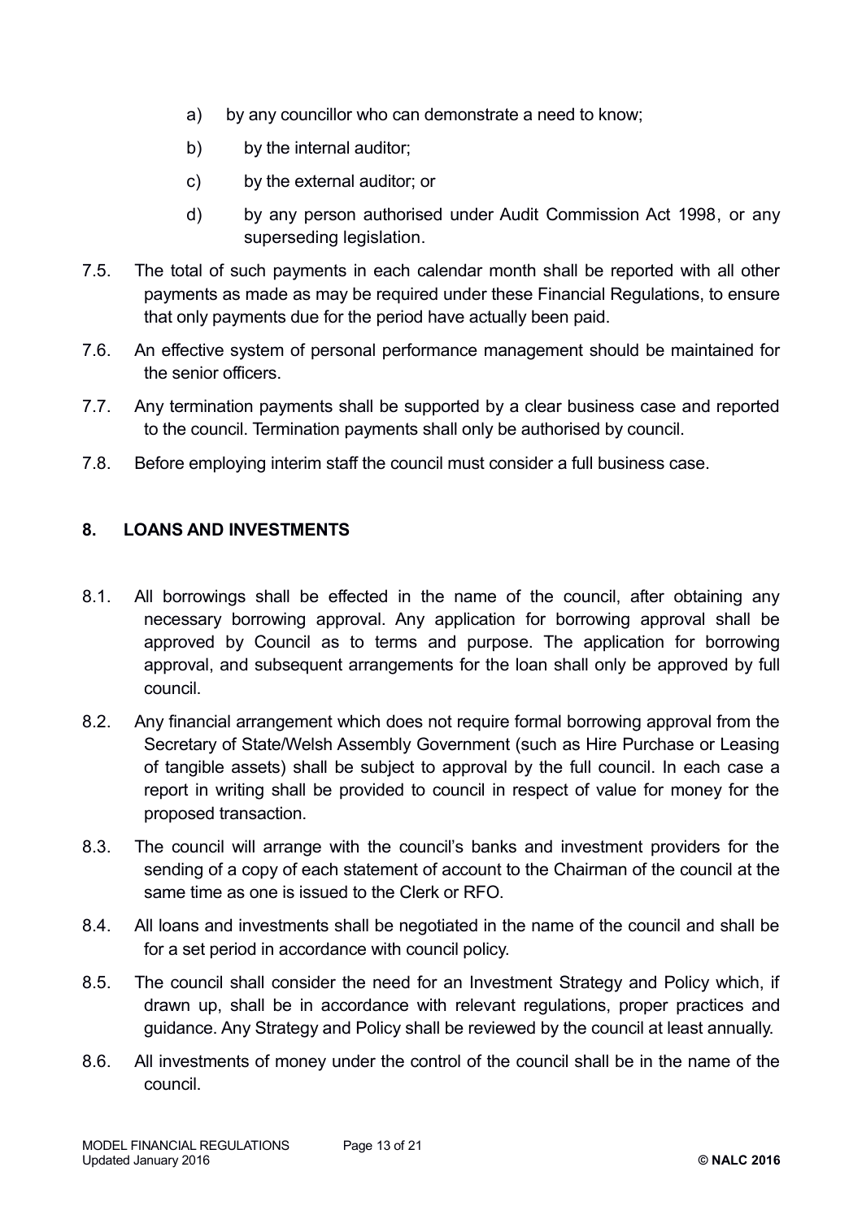a) by any councillor who can demonstrate a need to know;

b) by the internal auditor;

c) by the external auditor; or

d) by any person authorised under Audit Commission Act 1998, or any superseding legislation.

7.5. The total of such payments in each calendar month shall be reported with all other payments as made as may be required under these Financial Regulations, to ensure that only payments due for the period have actually been paid.

7.6. An effective system of personal performance management should be maintained for the senior officers.

7.7. Any termination payments shall be supported by a clear business case and reported to the council. Termination payments shall only be authorised by council.

7.8. Before employing interim staff the council must consider a full business case.

## 8. LOANS AND INVESTMENTS

8.1. All borrowings shall be effected in the name of the council, after obtaining any necessary borrowing approval. Any application for borrowing approval shall be approved by Council as to terms and purpose. The application for borrowing approval, and subsequent arrangements for the loan shall only be approved by full council.

8.2. Any financial arrangement which does not require formal borrowing approval from the Secretary of State/Welsh Assembly Government (such as Hire Purchase or Leasing of tangible assets) shall be subject to approval by the full council. In each case a report in writing shall be provided to council in respect of value for money for the proposed transaction.

8.3. The council will arrange with the council's banks and investment providers for the sending of a copy of each statement of account to the Chairman of the council at the same time as one is issued to the Clerk or RFO.

8.4. All loans and investments shall be negotiated in the name of the council and shall be for a set period in accordance with council policy.

8.5. The council shall consider the need for an Investment Strategy and Policy which, if drawn up, shall be in accordance with relevant regulations, proper practices and guidance. Any Strategy and Policy shall be reviewed by the council at least annually.

8.6. All investments of money under the control of the council shall be in the name of the council.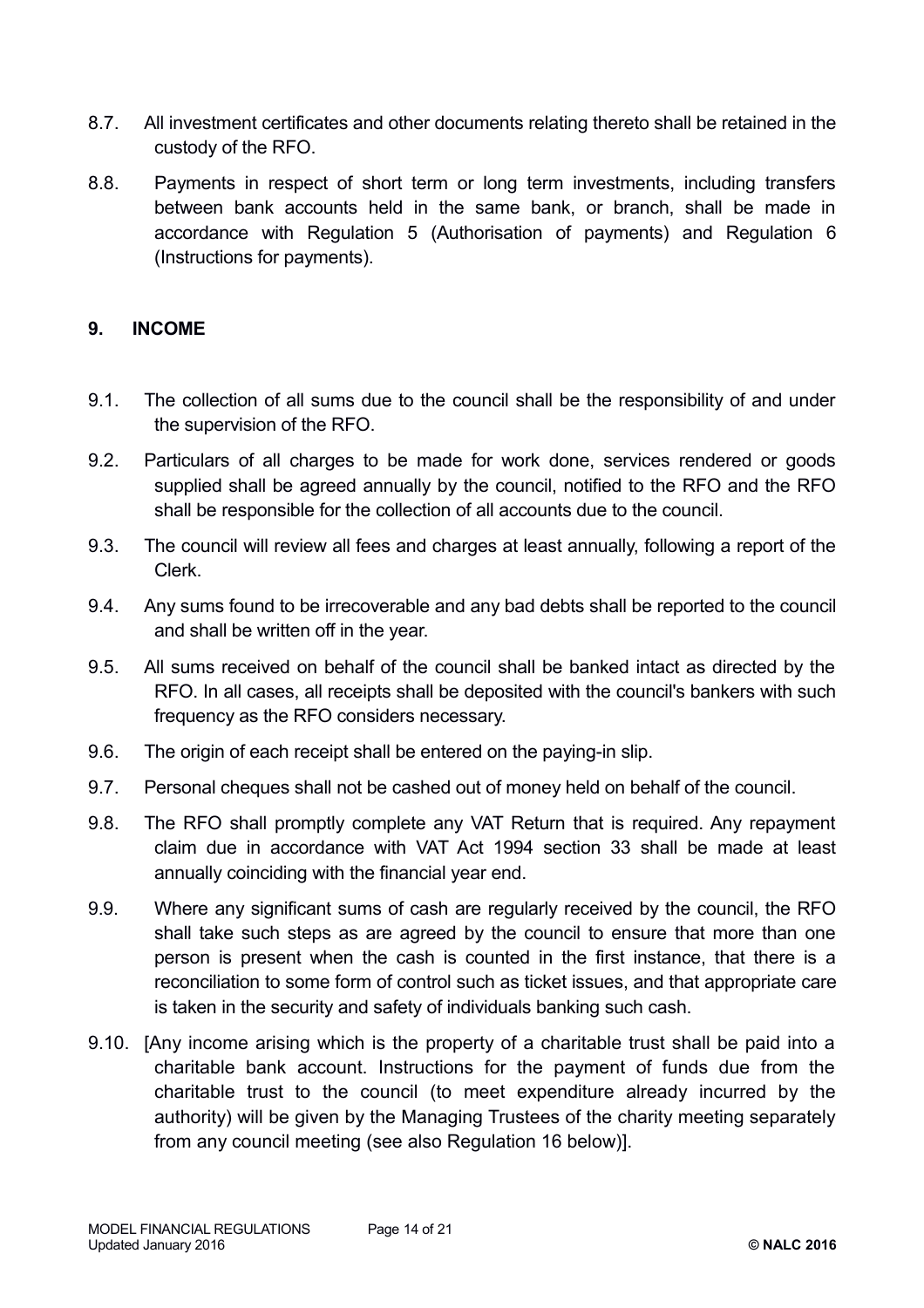8.7. All investment certificates and other documents relating thereto shall be retained in the custody of the RFO.

8.8. Payments in respect of short term or long term investments, including transfers between bank accounts held in the same bank, or branch, shall be made in accordance with Regulation 5 (Authorisation of payments) and Regulation 6 (Instructions for payments).

## 9. INCOME

9.1. The collection of all sums due to the council shall be the responsibility of and under the supervision of the RFO.

9.2. Particulars of all charges to be made for work done, services rendered or goods supplied shall be agreed annually by the council, notified to the RFO and the RFO shall be responsible for the collection of all accounts due to the council.

9.3. The council will review all fees and charges at least annually, following a report of the Clerk.

9.4. Any sums found to be irrecoverable and any bad debts shall be reported to the council and shall be written off in the year.

9.5. All sums received on behalf of the council shall be banked intact as directed by the RFO. In all cases, all receipts shall be deposited with the council's bankers with such frequency as the RFO considers necessary.

9.6. The origin of each receipt shall be entered on the paying-in slip.

9.7. Personal cheques shall not be cashed out of money held on behalf of the council.

9.8. The RFO shall promptly complete any VAT Return that is required. Any repayment claim due in accordance with VAT Act 1994 section 33 shall be made at least annually coinciding with the financial year end.

9.9. Where any significant sums of cash are regularly received by the council, the RFO shall take such steps as are agreed by the council to ensure that more than one person is present when the cash is counted in the first instance, that there is a reconciliation to some form of control such as ticket issues, and that appropriate care is taken in the security and safety of individuals banking such cash.

9.10. [Any income arising which is the property of a charitable trust shall be paid into a charitable bank account. Instructions for the payment of funds due from the charitable trust to the council (to meet expenditure already incurred by the authority) will be given by the Managing Trustees of the charity meeting separately from any council meeting (see also Regulation 16 below)].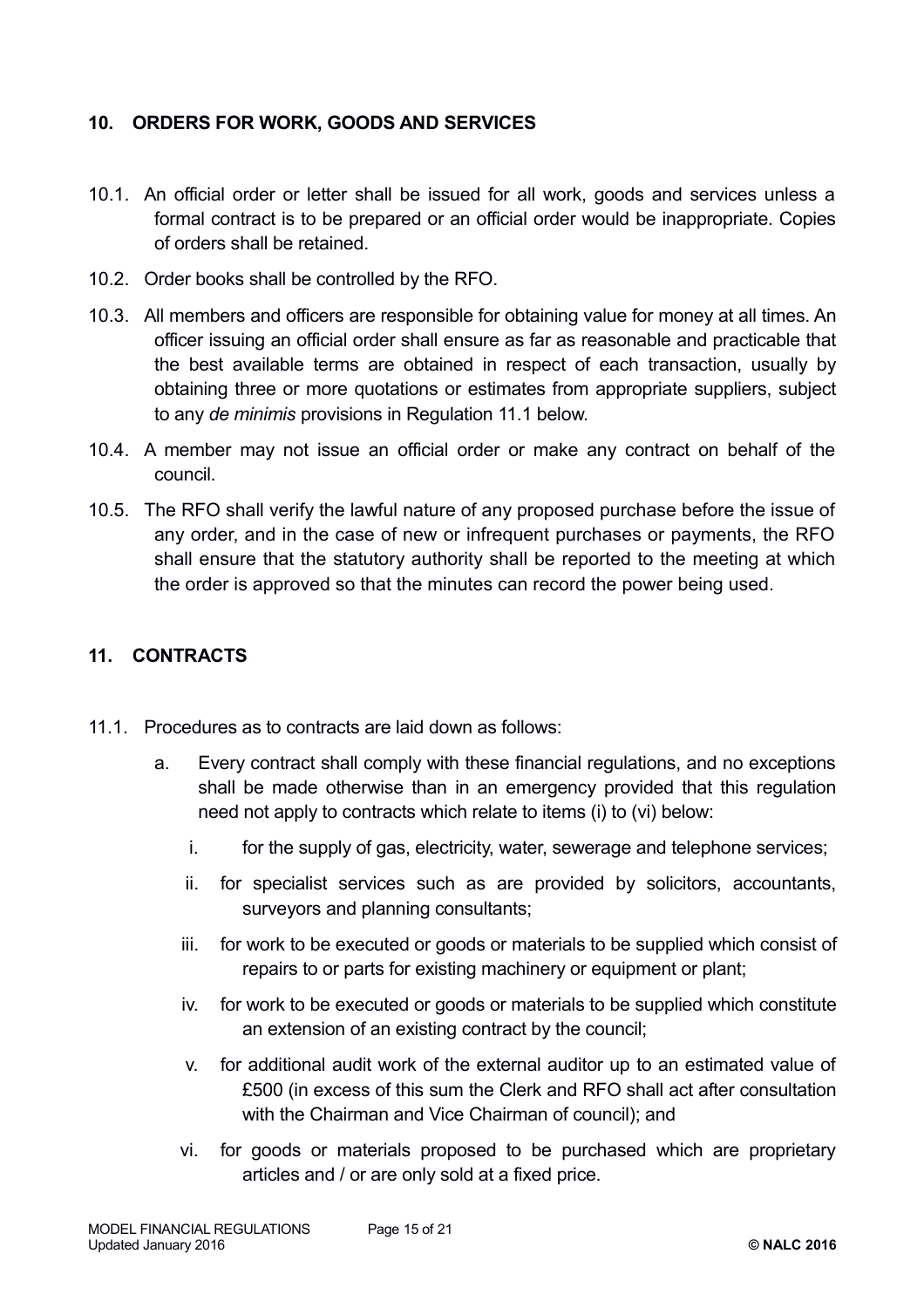## 10. ORDERS FOR WORK, GOODS AND SERVICES

10.1. An official order or letter shall be issued for all work, goods and services unless a formal contract is to be prepared or an official order would be inappropriate. Copies of orders shall be retained.

10.2. Order books shall be controlled by the RFO.

10.3. All members and officers are responsible for obtaining value for money at all times. An officer issuing an official order shall ensure as far as reasonable and practicable that the best available terms are obtained in respect of each transaction, usually by obtaining three or more quotations or estimates from appropriate suppliers, subject to any *de minimis* provisions in Regulation 11.1 below.

10.4. A member may not issue an official order or make any contract on behalf of the council.

10.5. The RFO shall verify the lawful nature of any proposed purchase before the issue of any order, and in the case of new or infrequent purchases or payments, the RFO shall ensure that the statutory authority shall be reported to the meeting at which the order is approved so that the minutes can record the power being used.

## 11. CONTRACTS

11.1. Procedures as to contracts are laid down as follows:

a. Every contract shall comply with these financial regulations, and no exceptions shall be made otherwise than in an emergency provided that this regulation need not apply to contracts which relate to items (i) to (vi) below:

   i. for the supply of gas, electricity, water, sewerage and telephone services;

   ii. for specialist services such as are provided by solicitors, accountants, surveyors and planning consultants;

   iii. for work to be executed or goods or materials to be supplied which consist of repairs to or parts for existing machinery or equipment or plant;

   iv. for work to be executed or goods or materials to be supplied which constitute an extension of an existing contract by the council;

   v. for additional audit work of the external auditor up to an estimated value of £500 (in excess of this sum the Clerk and RFO shall act after consultation with the Chairman and Vice Chairman of council); and

   vi. for goods or materials proposed to be purchased which are proprietary articles and / or are only sold at a fixed price.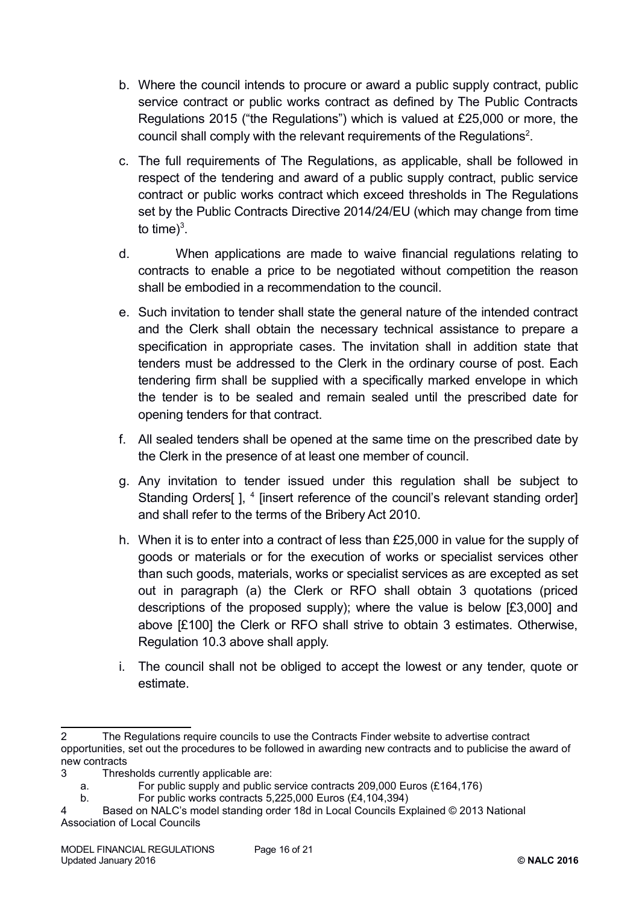b. Where the council intends to procure or award a public supply contract, public service contract or public works contract as defined by The Public Contracts Regulations 2015 ("the Regulations") which is valued at £25,000 or more, the council shall comply with the relevant requirements of the Regulations[2].

c. The full requirements of The Regulations, as applicable, shall be followed in respect of the tendering and award of a public supply contract, public service contract or public works contract which exceed thresholds in The Regulations set by the Public Contracts Directive 2014/24/EU (which may change from time to time)[3].

d. When applications are made to waive financial regulations relating to contracts to enable a price to be negotiated without competition the reason shall be embodied in a recommendation to the council.

e. Such invitation to tender shall state the general nature of the intended contract and the Clerk shall obtain the necessary technical assistance to prepare a specification in appropriate cases. The invitation shall in addition state that tenders must be addressed to the Clerk in the ordinary course of post. Each tendering firm shall be supplied with a specifically marked envelope in which the tender is to be sealed and remain sealed until the prescribed date for opening tenders for that contract.

f. All sealed tenders shall be opened at the same time on the prescribed date by the Clerk in the presence of at least one member of council.

g. Any invitation to tender issued under this regulation shall be subject to Standing Orders[ ], [4] [insert reference of the council's relevant standing order] and shall refer to the terms of the Bribery Act 2010.

h. When it is to enter into a contract of less than £25,000 in value for the supply of goods or materials or for the execution of works or specialist services other than such goods, materials, works or specialist services as are excepted as set out in paragraph (a) the Clerk or RFO shall obtain 3 quotations (priced descriptions of the proposed supply); where the value is below [£3,000] and above [£100] the Clerk or RFO shall strive to obtain 3 estimates. Otherwise, Regulation 10.3 above shall apply.

i. The council shall not be obliged to accept the lowest or any tender, quote or estimate.

---

2 The Regulations require councils to use the Contracts Finder website to advertise contract opportunities, set out the procedures to be followed in awarding new contracts and to publicise the award of new contracts

3 Thresholds currently applicable are:

a. For public supply and public service contracts 209,000 Euros (£164,176)

b. For public works contracts 5,225,000 Euros (£4,104,394)

4 Based on NALC's model standing order 18d in Local Councils Explained © 2013 National Association of Local Councils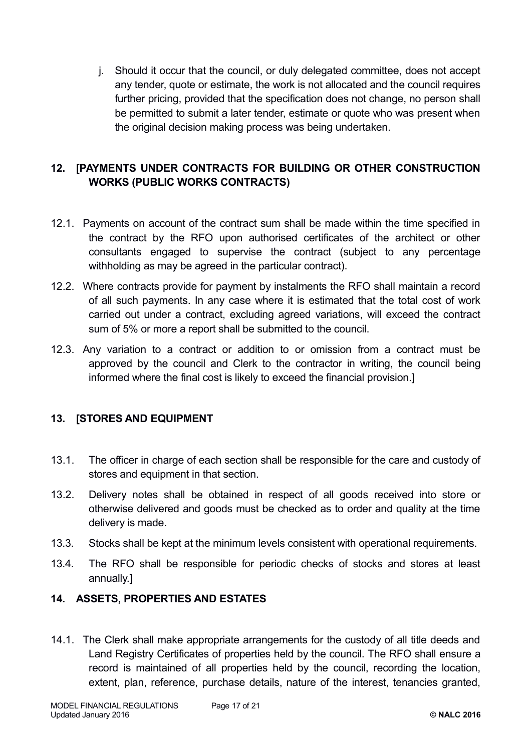j. Should it occur that the council, or duly delegated committee, does not accept any tender, quote or estimate, the work is not allocated and the council requires further pricing, provided that the specification does not change, no person shall be permitted to submit a later tender, estimate or quote who was present when the original decision making process was being undertaken.

## 12. [PAYMENTS UNDER CONTRACTS FOR BUILDING OR OTHER CONSTRUCTION WORKS (PUBLIC WORKS CONTRACTS)

12.1. Payments on account of the contract sum shall be made within the time specified in the contract by the RFO upon authorised certificates of the architect or other consultants engaged to supervise the contract (subject to any percentage withholding as may be agreed in the particular contract).

12.2. Where contracts provide for payment by instalments the RFO shall maintain a record of all such payments. In any case where it is estimated that the total cost of work carried out under a contract, excluding agreed variations, will exceed the contract sum of 5% or more a report shall be submitted to the council.

12.3. Any variation to a contract or addition to or omission from a contract must be approved by the council and Clerk to the contractor in writing, the council being informed where the final cost is likely to exceed the financial provision.]

## 13. [STORES AND EQUIPMENT

13.1. The officer in charge of each section shall be responsible for the care and custody of stores and equipment in that section.

13.2. Delivery notes shall be obtained in respect of all goods received into store or otherwise delivered and goods must be checked as to order and quality at the time delivery is made.

13.3. Stocks shall be kept at the minimum levels consistent with operational requirements.

13.4. The RFO shall be responsible for periodic checks of stocks and stores at least annually.]

## 14. ASSETS, PROPERTIES AND ESTATES

14.1. The Clerk shall make appropriate arrangements for the custody of all title deeds and Land Registry Certificates of properties held by the council. The RFO shall ensure a record is maintained of all properties held by the council, recording the location, extent, plan, reference, purchase details, nature of the interest, tenancies granted,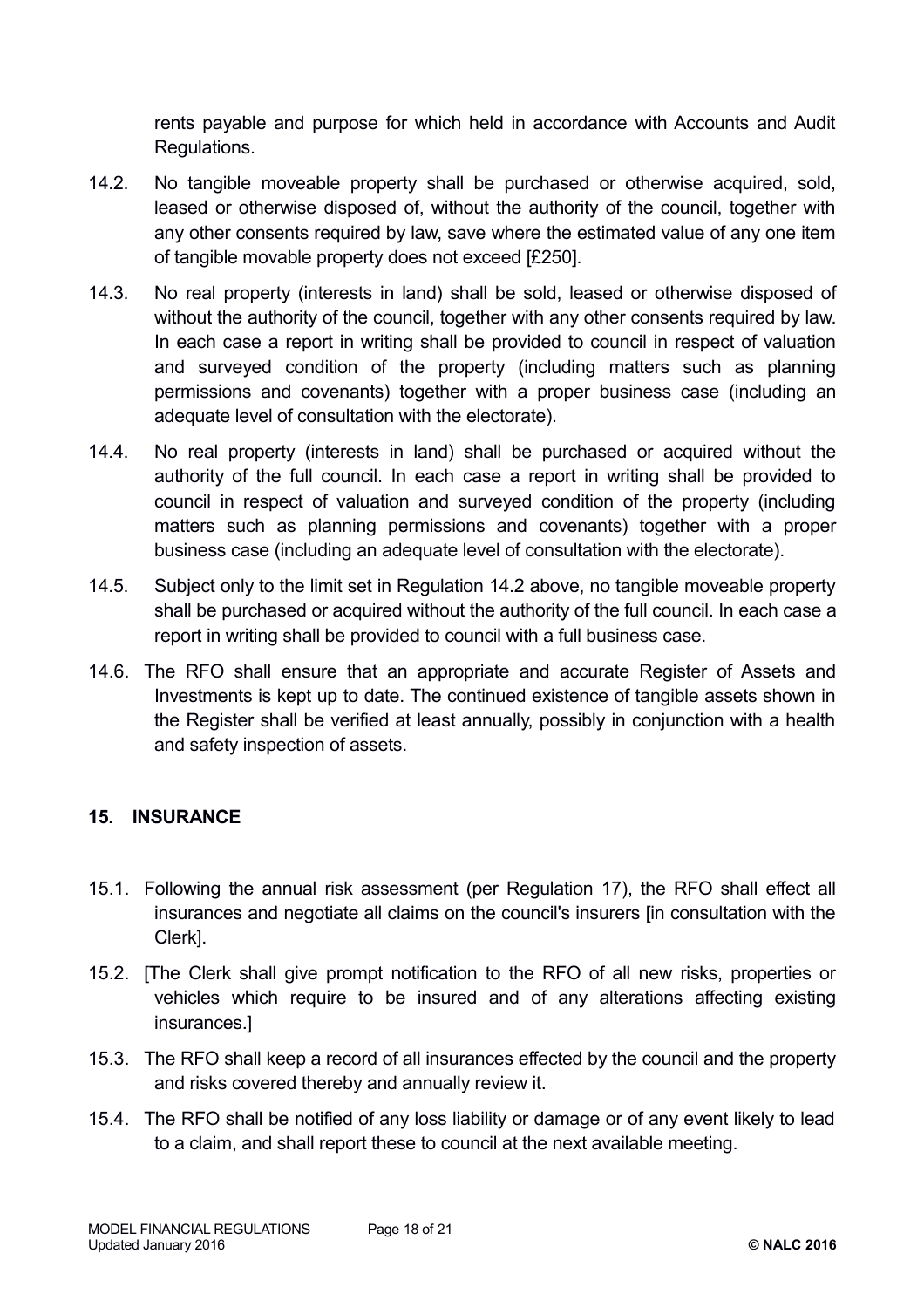rents payable and purpose for which held in accordance with Accounts and Audit Regulations.

14.2. No tangible moveable property shall be purchased or otherwise acquired, sold, leased or otherwise disposed of, without the authority of the council, together with any other consents required by law, save where the estimated value of any one item of tangible movable property does not exceed [£250].

14.3. No real property (interests in land) shall be sold, leased or otherwise disposed of without the authority of the council, together with any other consents required by law. In each case a report in writing shall be provided to council in respect of valuation and surveyed condition of the property (including matters such as planning permissions and covenants) together with a proper business case (including an adequate level of consultation with the electorate).

14.4. No real property (interests in land) shall be purchased or acquired without the authority of the full council. In each case a report in writing shall be provided to council in respect of valuation and surveyed condition of the property (including matters such as planning permissions and covenants) together with a proper business case (including an adequate level of consultation with the electorate).

14.5. Subject only to the limit set in Regulation 14.2 above, no tangible moveable property shall be purchased or acquired without the authority of the full council. In each case a report in writing shall be provided to council with a full business case.

14.6. The RFO shall ensure that an appropriate and accurate Register of Assets and Investments is kept up to date. The continued existence of tangible assets shown in the Register shall be verified at least annually, possibly in conjunction with a health and safety inspection of assets.

## 15. INSURANCE

15.1. Following the annual risk assessment (per Regulation 17), the RFO shall effect all insurances and negotiate all claims on the council's insurers [in consultation with the Clerk].

15.2. [The Clerk shall give prompt notification to the RFO of all new risks, properties or vehicles which require to be insured and of any alterations affecting existing insurances.]

15.3. The RFO shall keep a record of all insurances effected by the council and the property and risks covered thereby and annually review it.

15.4. The RFO shall be notified of any loss liability or damage or of any event likely to lead to a claim, and shall report these to council at the next available meeting.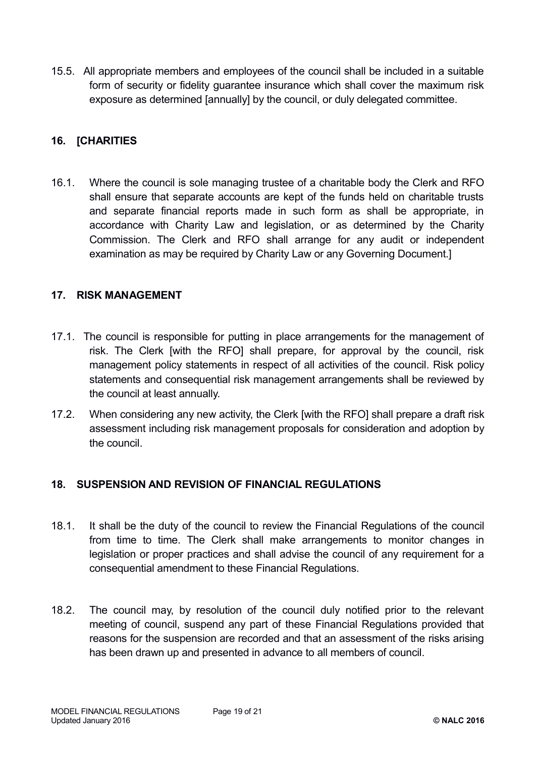15.5. All appropriate members and employees of the council shall be included in a suitable form of security or fidelity guarantee insurance which shall cover the maximum risk exposure as determined [annually] by the council, or duly delegated committee.

## 16. [CHARITIES

16.1. Where the council is sole managing trustee of a charitable body the Clerk and RFO shall ensure that separate accounts are kept of the funds held on charitable trusts and separate financial reports made in such form as shall be appropriate, in accordance with Charity Law and legislation, or as determined by the Charity Commission. The Clerk and RFO shall arrange for any audit or independent examination as may be required by Charity Law or any Governing Document.]

## 17. RISK MANAGEMENT

17.1. The council is responsible for putting in place arrangements for the management of risk. The Clerk [with the RFO] shall prepare, for approval by the council, risk management policy statements in respect of all activities of the council. Risk policy statements and consequential risk management arrangements shall be reviewed by the council at least annually.

17.2. When considering any new activity, the Clerk [with the RFO] shall prepare a draft risk assessment including risk management proposals for consideration and adoption by the council.

## 18. SUSPENSION AND REVISION OF FINANCIAL REGULATIONS

18.1. It shall be the duty of the council to review the Financial Regulations of the council from time to time. The Clerk shall make arrangements to monitor changes in legislation or proper practices and shall advise the council of any requirement for a consequential amendment to these Financial Regulations.

18.2. The council may, by resolution of the council duly notified prior to the relevant meeting of council, suspend any part of these Financial Regulations provided that reasons for the suspension are recorded and that an assessment of the risks arising has been drawn up and presented in advance to all members of council.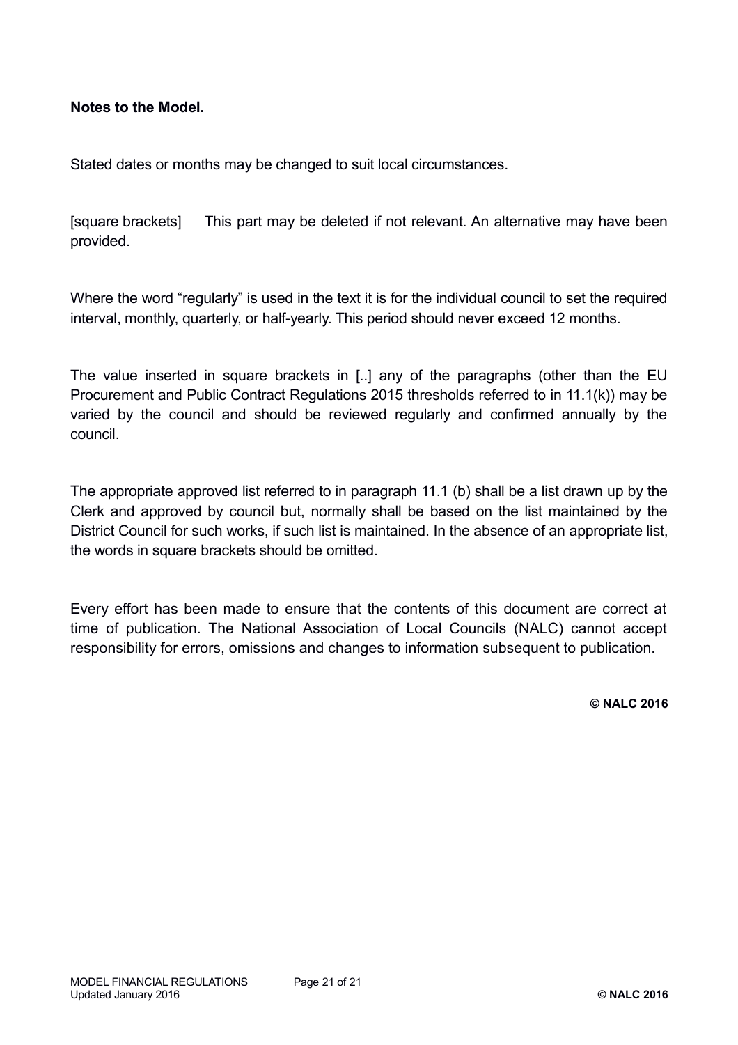**Notes to the Model.**

Stated dates or months may be changed to suit local circumstances.

[square brackets] This part may be deleted if not relevant. An alternative may have been provided.

Where the word "regularly" is used in the text it is for the individual council to set the required interval, monthly, quarterly, or half-yearly. This period should never exceed 12 months.

The value inserted in square brackets in [..] any of the paragraphs (other than the EU Procurement and Public Contract Regulations 2015 thresholds referred to in 11.1(k)) may be varied by the council and should be reviewed regularly and confirmed annually by the council.

The appropriate approved list referred to in paragraph 11.1 (b) shall be a list drawn up by the Clerk and approved by council but, normally shall be based on the list maintained by the District Council for such works, if such list is maintained. In the absence of an appropriate list, the words in square brackets should be omitted.

Every effort has been made to ensure that the contents of this document are correct at time of publication. The National Association of Local Councils (NALC) cannot accept responsibility for errors, omissions and changes to information subsequent to publication.

**© NALC 2016**